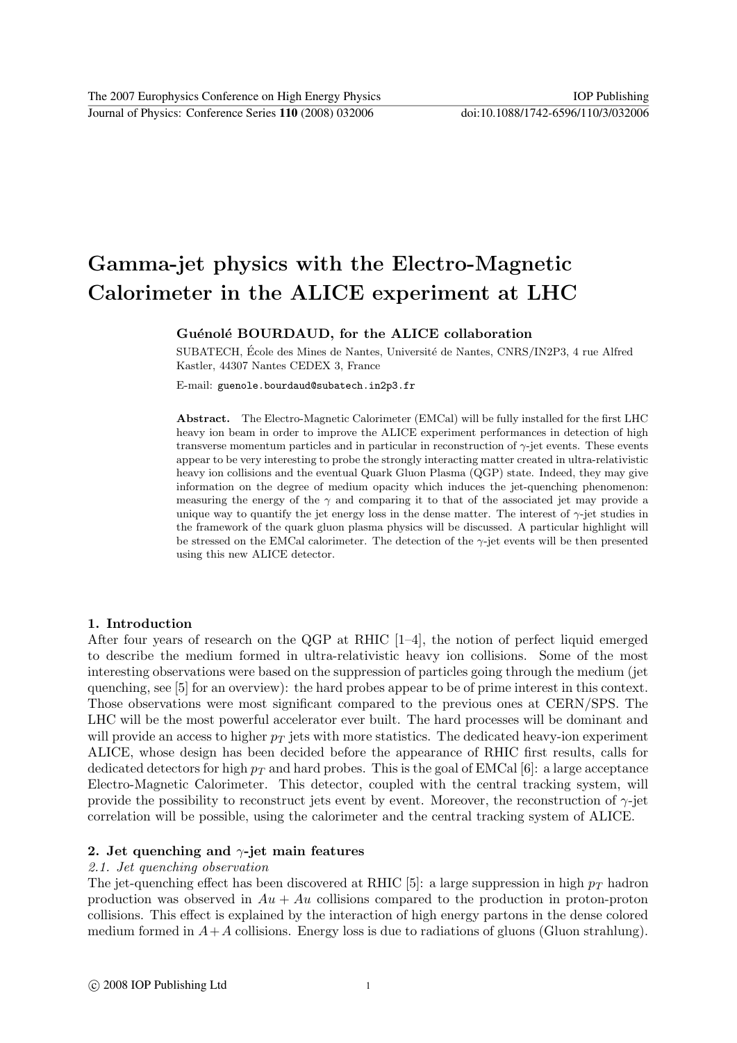# Gamma-jet physics with the Electro-Magnetic Calorimeter in the ALICE experiment at LHC

**Guénolé BOURDAUD, for the ALICE collaboration**

SUBATECH, École des Mines de Nantes, Université de Nantes, CNRS/IN2P3, 4 rue Alfred Kastler, 44307 Nantes CEDEX 3, France

E-mail: guenole.bourdaud@subatech.in2p3.fr

**Abstract.** The Electro-Magnetic Calorimeter (EMCal) will be fully installed for the first LHC heavy ion beam in order to improve the ALICE experiment performances in detection of high transverse momentum particles and in particular in reconstruction of $\gamma$-jet events. These events appear to be very interesting to probe the strongly interacting matter created in ultra-relativistic heavy ion collisions and the eventual Quark Gluon Plasma (QGP) state. Indeed, they may give information on the degree of medium opacity which induces the jet-quenching phenomenon: measuring the energy of the $\gamma$ and comparing it to that of the associated jet may provide a unique way to quantify the jet energy loss in the dense matter. The interest of $\gamma$-jet studies in the framework of the quark gluon plasma physics will be discussed. A particular highlight will be stressed on the EMCal calorimeter. The detection of the $\gamma$-jet events will be then presented using this new ALICE detector.

## 1. Introduction

After four years of research on the QGP at RHIC [1–4], the notion of perfect liquid emerged to describe the medium formed in ultra-relativistic heavy ion collisions. Some of the most interesting observations were based on the suppression of particles going through the medium (jet quenching, see [5] for an overview): the hard probes appear to be of prime interest in this context. Those observations were most significant compared to the previous ones at CERN/SPS. The LHC will be the most powerful accelerator ever built. The hard processes will be dominant and will provide an access to higher $p_T$ jets with more statistics. The dedicated heavy-ion experiment ALICE, whose design has been decided before the appearance of RHIC first results, calls for dedicated detectors for high $p_T$ and hard probes. This is the goal of EMCal [6]: a large acceptance Electro-Magnetic Calorimeter. This detector, coupled with the central tracking system, will provide the possibility to reconstruct jets event by event. Moreover, the reconstruction of $\gamma$-jet correlation will be possible, using the calorimeter and the central tracking system of ALICE.

## 2. Jet quenching and $\gamma$-jet main features

### *2.1. Jet quenching observation*

The jet-quenching effect has been discovered at RHIC [5]: a large suppression in high $p_T$ hadron production was observed in $Au + Au$ collisions compared to the production in proton-proton collisions. This effect is explained by the interaction of high energy partons in the dense colored medium formed in $A + A$ collisions. Energy loss is due to radiations of gluons (Gluon strahlung).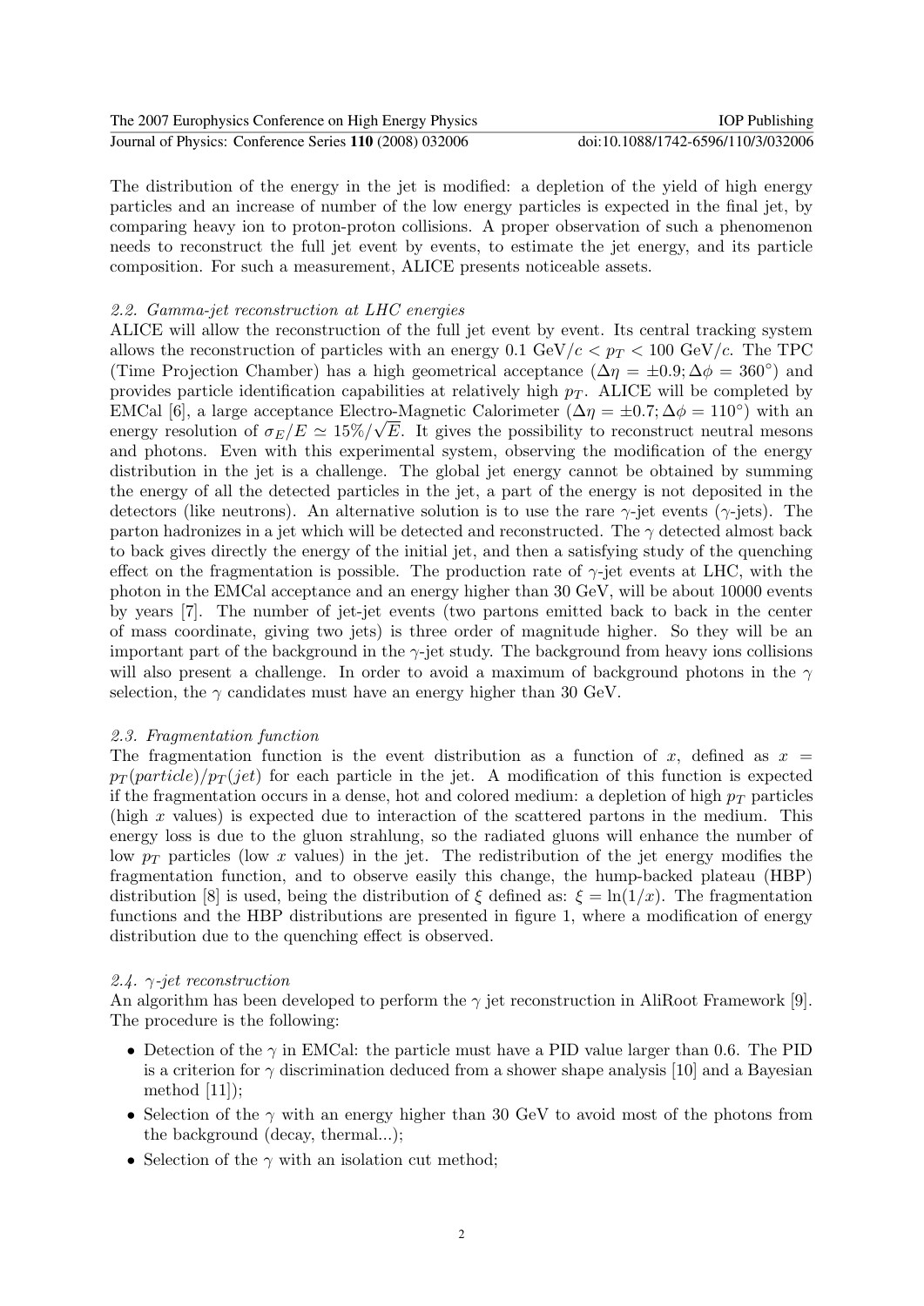The distribution of the energy in the jet is modified: a depletion of the yield of high energy particles and an increase of number of the low energy particles is expected in the final jet, by comparing heavy ion to proton-proton collisions. A proper observation of such a phenomenon needs to reconstruct the full jet event by events, to estimate the jet energy, and its particle composition. For such a measurement, ALICE presents noticeable assets.

### *2.2. Gamma-jet reconstruction at LHC energies*

ALICE will allow the reconstruction of the full jet event by event. Its central tracking system allows the reconstruction of particles with an energy $0.1 \text{ GeV}/c < p_T < 100 \text{ GeV}/c$. The TPC (Time Projection Chamber) has a high geometrical acceptance ($\Delta\eta = \pm 0.9; \Delta\phi = 360^\circ$) and provides particle identification capabilities at relatively high $p_T$. ALICE will be completed by EMCal [6], a large acceptance Electro-Magnetic Calorimeter ($\Delta\eta = \pm 0.7; \Delta\phi = 110^\circ$) with an energy resolution of $\sigma_E/E \simeq 15\%/\sqrt{E}$. It gives the possibility to reconstruct neutral mesons and photons. Even with this experimental system, observing the modification of the energy distribution in the jet is a challenge. The global jet energy cannot be obtained by summing the energy of all the detected particles in the jet, a part of the energy is not deposited in the detectors (like neutrons). An alternative solution is to use the rare $\gamma$-jet events ($\gamma$-jets). The parton hadronizes in a jet which will be detected and reconstructed. The $\gamma$ detected almost back to back gives directly the energy of the initial jet, and then a satisfying study of the quenching effect on the fragmentation is possible. The production rate of $\gamma$-jet events at LHC, with the photon in the EMCal acceptance and an energy higher than 30 GeV, will be about 10000 events by years [7]. The number of jet-jet events (two partons emitted back to back in the center of mass coordinate, giving two jets) is three order of magnitude higher. So they will be an important part of the background in the $\gamma$-jet study. The background from heavy ions collisions will also present a challenge. In order to avoid a maximum of background photons in the $\gamma$ selection, the $\gamma$ candidates must have an energy higher than 30 GeV.

### *2.3. Fragmentation function*

The fragmentation function is the event distribution as a function of $x$, defined as $x = p_T(particle)/p_T(jet)$ for each particle in the jet. A modification of this function is expected if the fragmentation occurs in a dense, hot and colored medium: a depletion of high $p_T$ particles (high $x$ values) is expected due to interaction of the scattered partons in the medium. This energy loss is due to the gluon strahlung, so the radiated gluons will enhance the number of low $p_T$ particles (low $x$ values) in the jet. The redistribution of the jet energy modifies the fragmentation function, and to observe easily this change, the hump-backed plateau (HBP) distribution [8] is used, being the distribution of $\xi$ defined as: $\xi = \ln(1/x)$. The fragmentation functions and the HBP distributions are presented in figure 1, where a modification of energy distribution due to the quenching effect is observed.

### *2.4. $\gamma$-jet reconstruction*

An algorithm has been developed to perform the $\gamma$ jet reconstruction in AliRoot Framework [9]. The procedure is the following:

- Detection of the $\gamma$ in EMCal: the particle must have a PID value larger than 0.6. The PID is a criterion for $\gamma$ discrimination deduced from a shower shape analysis [10] and a Bayesian method [11]);
- Selection of the $\gamma$ with an energy higher than 30 GeV to avoid most of the photons from the background (decay, thermal...);
- Selection of the $\gamma$ with an isolation cut method;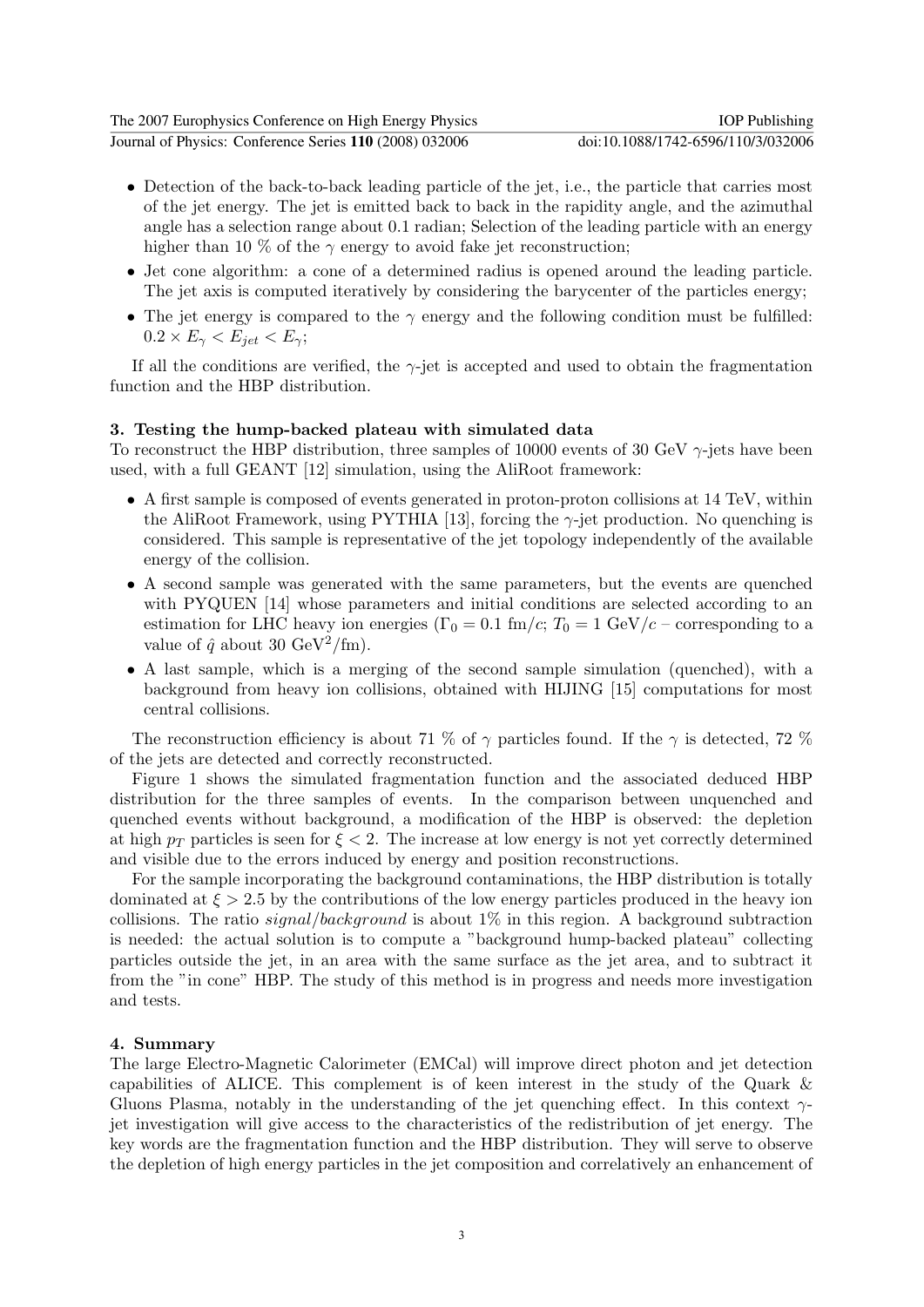- Detection of the back-to-back leading particle of the jet, i.e., the particle that carries most of the jet energy. The jet is emitted back to back in the rapidity angle, and the azimuthal angle has a selection range about 0.1 radian; Selection of the leading particle with an energy higher than 10 % of the $\gamma$ energy to avoid fake jet reconstruction;
- Jet cone algorithm: a cone of a determined radius is opened around the leading particle. The jet axis is computed iteratively by considering the barycenter of the particles energy;
- The jet energy is compared to the $\gamma$ energy and the following condition must be fulfilled: $0.2 \times E_{\gamma} < E_{jet} < E_{\gamma}$;

If all the conditions are verified, the $\gamma$-jet is accepted and used to obtain the fragmentation function and the HBP distribution.

## 3. Testing the hump-backed plateau with simulated data

To reconstruct the HBP distribution, three samples of 10000 events of 30 GeV $\gamma$-jets have been used, with a full GEANT [12] simulation, using the AliRoot framework:

- A first sample is composed of events generated in proton-proton collisions at 14 TeV, within the AliRoot Framework, using PYTHIA [13], forcing the $\gamma$-jet production. No quenching is considered. This sample is representative of the jet topology independently of the available energy of the collision.
- A second sample was generated with the same parameters, but the events are quenched with PYQUEN [14] whose parameters and initial conditions are selected according to an estimation for LHC heavy ion energies ($\Gamma_0 = 0.1$ fm/$c$; $T_0 = 1$ GeV/$c$ – corresponding to a value of $\hat{q}$ about 30 GeV$^2$/fm).
- A last sample, which is a merging of the second sample simulation (quenched), with a background from heavy ion collisions, obtained with HIJING [15] computations for most central collisions.

The reconstruction efficiency is about 71 % of $\gamma$ particles found. If the $\gamma$ is detected, 72 % of the jets are detected and correctly reconstructed.

Figure 1 shows the simulated fragmentation function and the associated deduced HBP distribution for the three samples of events. In the comparison between unquenched and quenched events without background, a modification of the HBP is observed: the depletion at high $p_T$ particles is seen for $\xi < 2$. The increase at low energy is not yet correctly determined and visible due to the errors induced by energy and position reconstructions.

For the sample incorporating the background contaminations, the HBP distribution is totally dominated at $\xi > 2.5$ by the contributions of the low energy particles produced in the heavy ion collisions. The ratio *signal/background* is about 1% in this region. A background subtraction is needed: the actual solution is to compute a "background hump-backed plateau" collecting particles outside the jet, in an area with the same surface as the jet area, and to subtract it from the "in cone" HBP. The study of this method is in progress and needs more investigation and tests.

## 4. Summary

The large Electro-Magnetic Calorimeter (EMCal) will improve direct photon and jet detection capabilities of ALICE. This complement is of keen interest in the study of the Quark & Gluons Plasma, notably in the understanding of the jet quenching effect. In this context $\gamma$-jet investigation will give access to the characteristics of the redistribution of jet energy. The key words are the fragmentation function and the HBP distribution. They will serve to observe the depletion of high energy particles in the jet composition and correlatively an enhancement of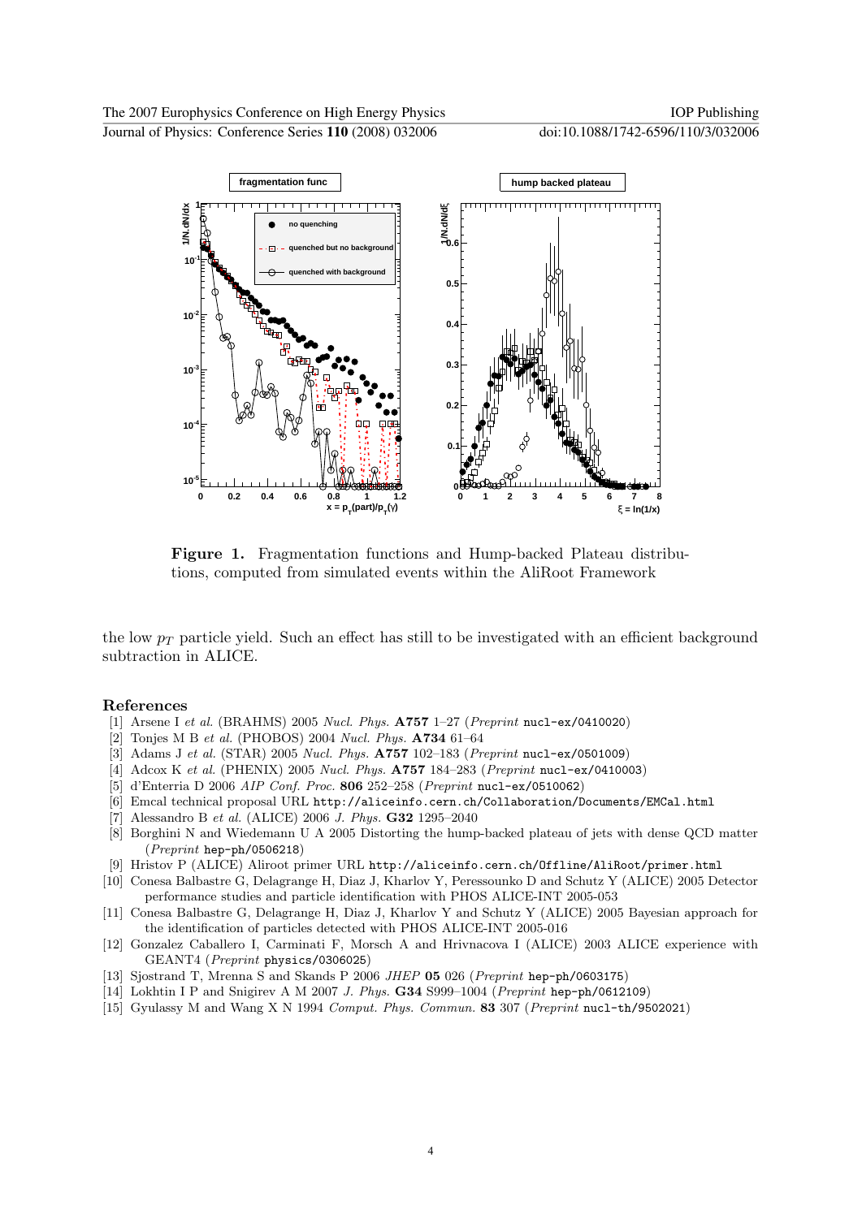fragmentation func

1/N.dN/dx

no quenching

quenched but no background

quenched with background

1

$10^{-1}$

$10^{-2}$

$10^{-3}$

$10^{-4}$

$10^{-5}$

0 0.2 0.4 0.6 0.8 1 1.2

x = $p_T$(part)/$p_T$($\gamma$)

hump backed plateau

1/N.dN/d$\xi$

0 0.1 0.2 0.3 0.4 0.5 0.6

0 1 2 3 4 5 6 7 8

$\xi$ = ln(1/x)

**Figure 1.** Fragmentation functions and Hump-backed Plateau distributions, computed from simulated events within the AliRoot Framework

the low $p_T$ particle yield. Such an effect has still to be investigated with an efficient background subtraction in ALICE.

## References

[1] Arsene I *et al.* (BRAHMS) 2005 *Nucl. Phys.* **A757** 1–27 (*Preprint* nucl-ex/0410020)

[2] Tonjes M B *et al.* (PHOBOS) 2004 *Nucl. Phys.* **A734** 61–64

[3] Adams J *et al.* (STAR) 2005 *Nucl. Phys.* **A757** 102–183 (*Preprint* nucl-ex/0501009)

[4] Adcox K *et al.* (PHENIX) 2005 *Nucl. Phys.* **A757** 184–283 (*Preprint* nucl-ex/0410003)

[5] d'Enterria D 2006 *AIP Conf. Proc.* **806** 252–258 (*Preprint* nucl-ex/0510062)

[6] Emcal technical proposal URL http://aliceinfo.cern.ch/Collaboration/Documents/EMCal.html

[7] Alessandro B *et al.* (ALICE) 2006 *J. Phys.* **G32** 1295–2040

[8] Borghini N and Wiedemann U A 2005 Distorting the hump-backed plateau of jets with dense QCD matter (*Preprint* hep-ph/0506218)

[9] Hristov P (ALICE) Aliroot primer URL http://aliceinfo.cern.ch/Offline/AliRoot/primer.html

[10] Conesa Balbastre G, Delagrange H, Diaz J, Kharlov Y, Peressounko D and Schutz Y (ALICE) 2005 Detector performance studies and particle identification with PHOS ALICE-INT 2005-053

[11] Conesa Balbastre G, Delagrange H, Diaz J, Kharlov Y and Schutz Y (ALICE) 2005 Bayesian approach for the identification of particles detected with PHOS ALICE-INT 2005-016

[12] Gonzalez Caballero I, Carminati F, Morsch A and Hrivnacova I (ALICE) 2003 ALICE experience with GEANT4 (*Preprint* physics/0306025)

[13] Sjostrand T, Mrenna S and Skands P 2006 *JHEP* **05** 026 (*Preprint* hep-ph/0603175)

[14] Lokhtin I P and Snigirev A M 2007 *J. Phys.* **G34** S999–1004 (*Preprint* hep-ph/0612109)

[15] Gyulassy M and Wang X N 1994 *Comput. Phys. Commun.* **83** 307 (*Preprint* nucl-th/9502021)